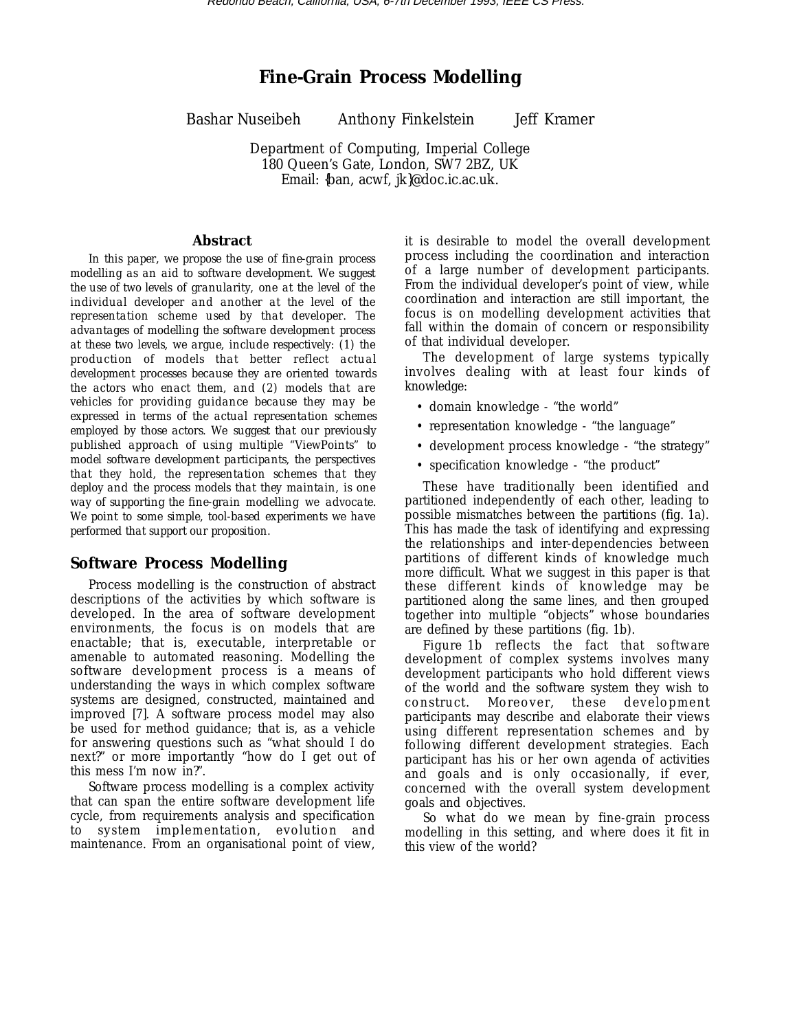# Fine-Grain Process Modelling

Bashar Nuseibeh  Anthony Finkelstein  Jeff Kramer

Department of Computing, Imperial College
180 Queen's Gate, London, SW7 2BZ, UK
Email: {ban, acwf, jk}@doc.ic.ac.uk.

## Abstract

In this paper, we propose the use of fine-grain process modelling as an aid to software development. We suggest the use of two levels of granularity, one at the level of the individual developer and another at the level of the representation scheme used by that developer. The advantages of modelling the software development process at these two levels, we argue, include respectively: (1) the production of models that better reflect actual development processes because they are oriented towards the actors who enact them, and (2) models that are vehicles for providing guidance because they may be expressed in terms of the actual representation schemes employed by those actors. We suggest that our previously published approach of using multiple "ViewPoints" to model software development participants, the perspectives that they hold, the representation schemes that they deploy and the process models that they maintain, is one way of supporting the fine-grain modelling we advocate. We point to some simple, tool-based experiments we have performed that support our proposition.

## Software Process Modelling

Process modelling is the construction of abstract descriptions of the activities by which software is developed. In the area of software development environments, the focus is on models that are enactable; that is, executable, interpretable or amenable to automated reasoning. Modelling the software development process is a means of understanding the ways in which complex software systems are designed, constructed, maintained and improved [7]. A software process model may also be used for method guidance; that is, as a vehicle for answering questions such as "what should I do next?" or more importantly "how do I get out of this mess I'm now in?".

Software process modelling is a complex activity that can span the entire software development life cycle, from requirements analysis and specification to system implementation, evolution and maintenance. From an organisational point of view, it is desirable to model the overall development process including the coordination and interaction of a large number of development participants. From the individual developer's point of view, while coordination and interaction are still important, the focus is on modelling development activities that fall within the domain of concern or responsibility of that individual developer.

The development of large systems typically involves dealing with at least four kinds of knowledge:

- domain knowledge - "the world"
- representation knowledge - "the language"
- development process knowledge - "the strategy"
- specification knowledge - "the product"

These have traditionally been identified and partitioned independently of each other, leading to possible mismatches between the partitions (fig. 1a). This has made the task of identifying and expressing the relationships and inter-dependencies between partitions of different kinds of knowledge much more difficult. What we suggest in this paper is that these different kinds of knowledge may be partitioned along the same lines, and then grouped together into multiple "objects" whose boundaries are defined by these partitions (fig. 1b).

Figure 1b reflects the fact that software development of complex systems involves many development participants who hold different views of the world and the software system they wish to construct. Moreover, these development participants may describe and elaborate their views using different representation schemes and by following different development strategies. Each participant has his or her own agenda of activities and goals and is only occasionally, if ever, concerned with the overall system development goals and objectives.

So what do we mean by fine-grain process modelling in this setting, and where does it fit in this view of the world?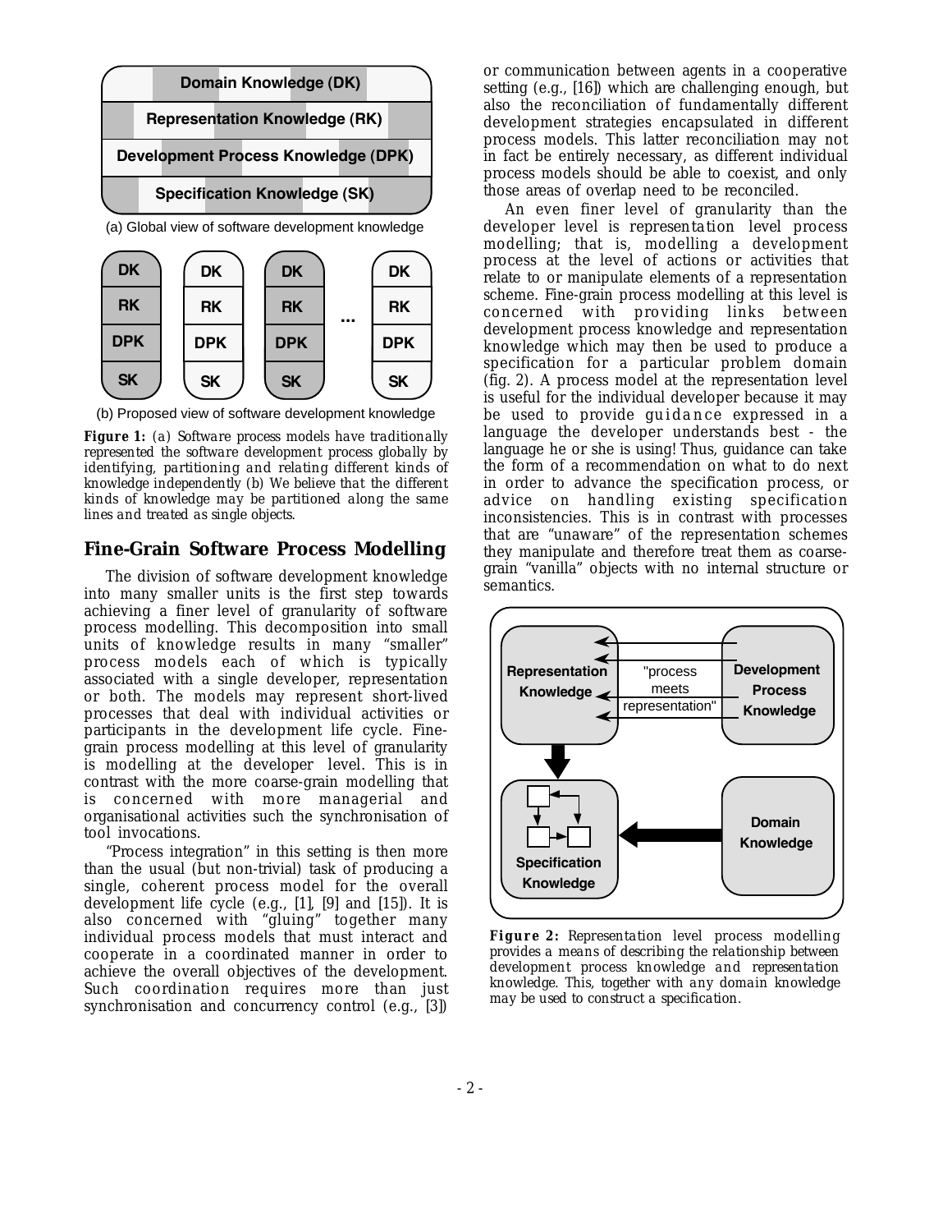Domain Knowledge (DK)

Representation Knowledge (RK)

Development Process Knowledge (DPK)

Specification Knowledge (SK)

(a) Global view of software development knowledge

DK RK DPK SK | DK RK DPK SK | DK RK DPK SK | ... | DK RK DPK SK

(b) Proposed view of software development knowledge

**Figure 1:** *(a) Software process models have traditionally represented the software development process globally by identifying, partitioning and relating different kinds of knowledge independently (b) We believe that the different kinds of knowledge may be partitioned along the same lines and treated as single objects.*

## Fine-Grain Software Process Modelling

The division of software development knowledge into many smaller units is the first step towards achieving a finer level of granularity of software process modelling. This decomposition into small units of knowledge results in many "smaller" process models each of which is typically associated with a single developer, representation or both. The models may represent short-lived processes that deal with individual activities or participants in the development life cycle. Fine-grain process modelling at this level of granularity is modelling at the developer level. This is in contrast with the more coarse-grain modelling that is concerned with more managerial and organisational activities such the synchronisation of tool invocations.

"Process integration" in this setting is then more than the usual (but non-trivial) task of producing a single, coherent process model for the overall development life cycle (e.g., [1], [9] and [15]). It is also concerned with "gluing" together many individual process models that must interact and cooperate in a coordinated manner in order to achieve the overall objectives of the development. Such coordination requires more than just synchronisation and concurrency control (e.g., [3]) or communication between agents in a cooperative setting (e.g., [16]) which are challenging enough, but also the reconciliation of fundamentally different development strategies encapsulated in different process models. This latter reconciliation may not in fact be entirely necessary, as different individual process models should be able to coexist, and only those areas of overlap need to be reconciled.

An even finer level of granularity than the developer level is representation level process modelling; that is, modelling a development process at the level of actions or activities that relate to or manipulate elements of a representation scheme. Fine-grain process modelling at this level is concerned with providing links between development process knowledge and representation knowledge which may then be used to produce a specification for a particular problem domain (fig. 2). A process model at the representation level is useful for the individual developer because it may be used to provide guidance expressed in a language the developer understands best - the language he or she is using! Thus, guidance can take the form of a recommendation on what to do next in order to advance the specification process, or advice on handling existing specification inconsistencies. This is in contrast with processes that are "unaware" of the representation schemes they manipulate and therefore treat them as coarse-grain "vanilla" objects with no internal structure or semantics.

Representation Knowledge

"process meets representation"

Development Process Knowledge

Specification Knowledge

Domain Knowledge

**Figure 2:** *Representation level process modelling provides a means of describing the relationship between development process knowledge and representation knowledge. This, together with any domain knowledge may be used to construct a specification.*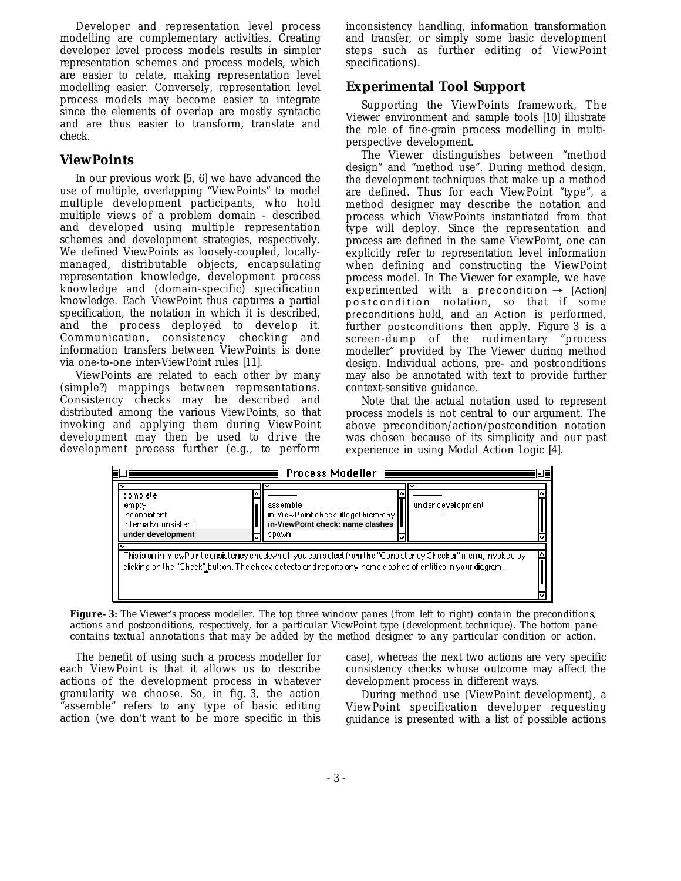Developer and representation level process modelling are complementary activities. Creating developer level process models results in simpler representation schemes and process models, which are easier to relate, making representation level modelling easier. Conversely, representation level process models may become easier to integrate since the elements of overlap are mostly syntactic and are thus easier to transform, translate and check.

## ViewPoints

In our previous work [5, 6] we have advanced the use of multiple, overlapping "ViewPoints" to model multiple development participants, who hold multiple views of a problem domain - described and developed using multiple representation schemes and development strategies, respectively. We defined ViewPoints as loosely-coupled, locally-managed, distributable objects, encapsulating representation knowledge, development process knowledge and (domain-specific) specification knowledge. Each ViewPoint thus captures a partial specification, the notation in which it is described, and the process deployed to develop it. Communication, consistency checking and information transfers between ViewPoints is done via one-to-one inter-ViewPoint rules [11].

ViewPoints are related to each other by many (simple?) mappings between representations. Consistency checks may be described and distributed among the various ViewPoints, so that invoking and applying them during ViewPoint development may then be used to drive the development process further (e.g., to perform inconsistency handling, information transformation and transfer, or simply some basic development steps such as further editing of ViewPoint specifications).

## Experimental Tool Support

Supporting the ViewPoints framework, The Viewer environment and sample tools [10] illustrate the role of fine-grain process modelling in multi-perspective development.

The Viewer distinguishes between "method design" and "method use". During method design, the development techniques that make up a method are defined. Thus for each ViewPoint "type", a method designer may describe the notation and process which ViewPoints instantiated from that type will deploy. Since the representation and process are defined in the same ViewPoint, one can explicitly refer to representation level information when defining and constructing the ViewPoint process model. In The Viewer for example, we have experimented with a precondition → [Action] postcondition notation, so that if some preconditions hold, and an Action is performed, further postconditions then apply. Figure 3 is a screen-dump of the rudimentary "process modeller" provided by The Viewer during method design. Individual actions, pre- and postconditions may also be annotated with text to provide further context-sensitive guidance.

Note that the actual notation used to represent process models is not central to our argument. The above precondition/action/postcondition notation was chosen because of its simplicity and our past experience in using Modal Action Logic [4].

**Figure- 3:** The Viewer's process modeller. The top three window panes (from left to right) contain the preconditions, actions and postconditions, respectively, for a particular ViewPoint type (development technique). The bottom pane contains textual annotations that may be added by the method designer to any particular condition or action.

The benefit of using such a process modeller for each ViewPoint is that it allows us to describe actions of the development process in whatever granularity we choose. So, in fig. 3, the action "assemble" refers to any type of basic editing action (we don't want to be more specific in this case), whereas the next two actions are very specific consistency checks whose outcome may affect the development process in different ways.

During method use (ViewPoint development), a ViewPoint specification developer requesting guidance is presented with a list of possible actions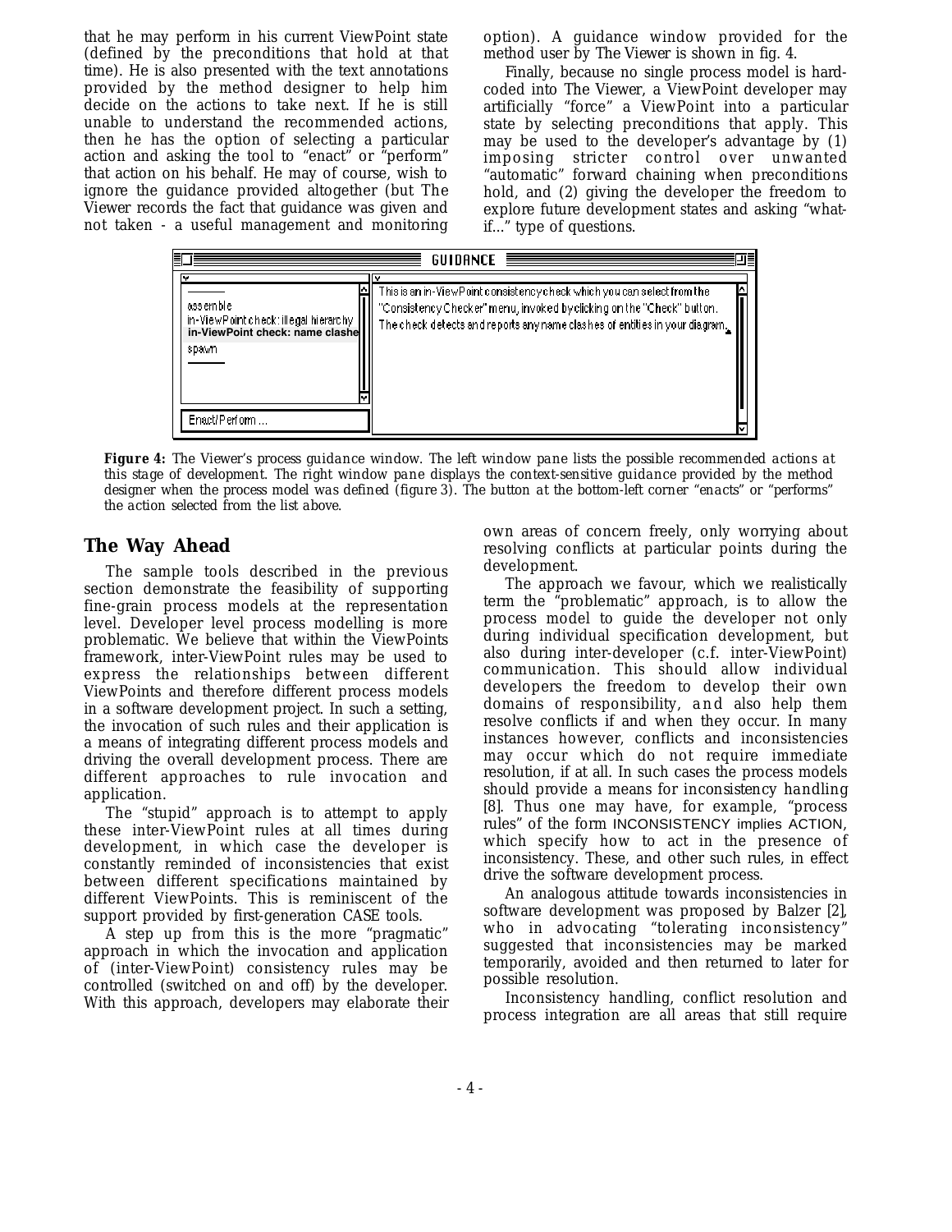that he may perform in his current ViewPoint state (defined by the preconditions that hold at that time). He is also presented with the text annotations provided by the method designer to help him decide on the actions to take next. If he is still unable to understand the recommended actions, then he has the option of selecting a particular action and asking the tool to "enact" or "perform" that action on his behalf. He may of course, wish to ignore the guidance provided altogether (but The Viewer records the fact that guidance was given and not taken - a useful management and monitoring option). A guidance window provided for the method user by The Viewer is shown in fig. 4.

Finally, because no single process model is hard-coded into The Viewer, a ViewPoint developer may artificially "force" a ViewPoint into a particular state by selecting preconditions that apply. This may be used to the developer's advantage by (1) imposing stricter control over unwanted "automatic" forward chaining when preconditions hold, and (2) giving the developer the freedom to explore future development states and asking "what-if..." type of questions.

GUIDANCE

assemble
in-ViewPoint check: illegal hierarchy
**in-ViewPoint check: name clashe**
spawn

Enact/Perform ...

This is an in-ViewPoint consistency check which you can select from the "Consistency Checker" menu, invoked by clicking on the "Check" button. The check detects and reports any name clashes of entities in your diagram.

**Figure 4:** *The Viewer's process guidance window. The left window pane lists the possible recommended actions at this stage of development. The right window pane displays the context-sensitive guidance provided by the method designer when the process model was defined (figure 3). The button at the bottom-left corner "enacts" or "performs" the action selected from the list above.*

## The Way Ahead

The sample tools described in the previous section demonstrate the feasibility of supporting fine-grain process models at the representation level. Developer level process modelling is more problematic. We believe that within the ViewPoints framework, inter-ViewPoint rules may be used to express the relationships between different ViewPoints and therefore different process models in a software development project. In such a setting, the invocation of such rules and their application is a means of integrating different process models and driving the overall development process. There are different approaches to rule invocation and application.

The "stupid" approach is to attempt to apply these inter-ViewPoint rules at all times during development, in which case the developer is constantly reminded of inconsistencies that exist between different specifications maintained by different ViewPoints. This is reminiscent of the support provided by first-generation CASE tools.

A step up from this is the more "pragmatic" approach in which the invocation and application of (inter-ViewPoint) consistency rules may be controlled (switched on and off) by the developer. With this approach, developers may elaborate their own areas of concern freely, only worrying about resolving conflicts at particular points during the development.

The approach we favour, which we realistically term the "problematic" approach, is to allow the process model to guide the developer not only during individual specification development, but also during inter-developer (c.f. inter-ViewPoint) communication. This should allow individual developers the freedom to develop their own domains of responsibility, and also help them resolve conflicts if and when they occur. In many instances however, conflicts and inconsistencies may occur which do not require immediate resolution, if at all. In such cases the process models should provide a means for inconsistency handling [8]. Thus one may have, for example, "process rules" of the form INCONSISTENCY implies ACTION, which specify how to act in the presence of inconsistency. These, and other such rules, in effect drive the software development process.

An analogous attitude towards inconsistencies in software development was proposed by Balzer [2], who in advocating "tolerating inconsistency" suggested that inconsistencies may be marked temporarily, avoided and then returned to later for possible resolution.

Inconsistency handling, conflict resolution and process integration are all areas that still require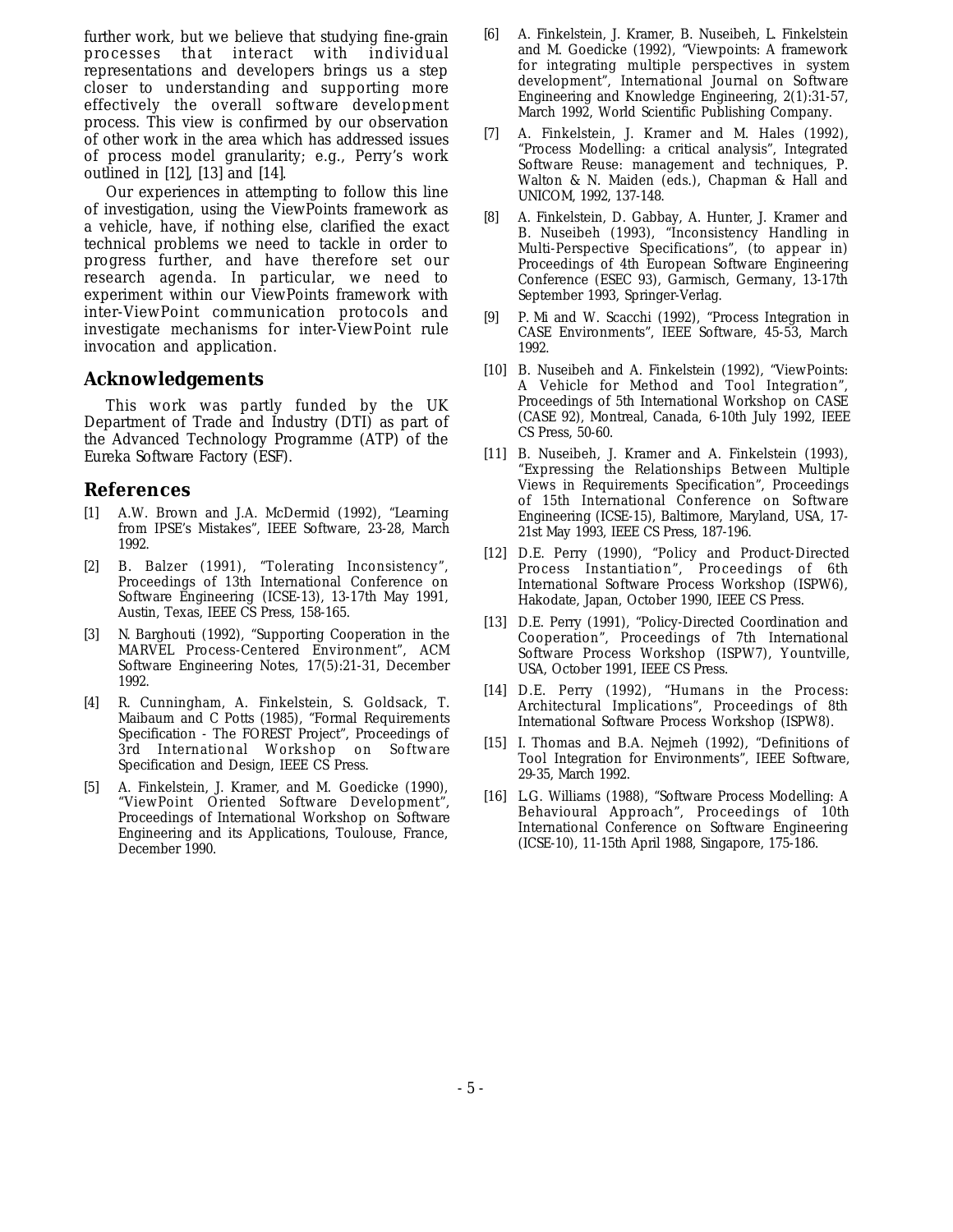further work, but we believe that studying fine-grain processes that interact with individual representations and developers brings us a step closer to understanding and supporting more effectively the overall software development process. This view is confirmed by our observation of other work in the area which has addressed issues of process model granularity; e.g., Perry's work outlined in [12], [13] and [14].

Our experiences in attempting to follow this line of investigation, using the ViewPoints framework as a vehicle, have, if nothing else, clarified the exact technical problems we need to tackle in order to progress further, and have therefore set our research agenda. In particular, we need to experiment within our ViewPoints framework with inter-ViewPoint communication protocols and investigate mechanisms for inter-ViewPoint rule invocation and application.

## Acknowledgements

This work was partly funded by the UK Department of Trade and Industry (DTI) as part of the Advanced Technology Programme (ATP) of the Eureka Software Factory (ESF).

## References

[1] A.W. Brown and J.A. McDermid (1992), "Learning from IPSE's Mistakes", IEEE Software, 23-28, March 1992.

[2] B. Balzer (1991), "Tolerating Inconsistency", Proceedings of 13th International Conference on Software Engineering (ICSE-13), 13-17th May 1991, Austin, Texas, IEEE CS Press, 158-165.

[3] N. Barghouti (1992), "Supporting Cooperation in the MARVEL Process-Centered Environment", ACM Software Engineering Notes, 17(5):21-31, December 1992.

[4] R. Cunningham, A. Finkelstein, S. Goldsack, T. Maibaum and C Potts (1985), "Formal Requirements Specification - The FOREST Project", Proceedings of 3rd International Workshop on Software Specification and Design, IEEE CS Press.

[5] A. Finkelstein, J. Kramer, and M. Goedicke (1990), "ViewPoint Oriented Software Development", Proceedings of International Workshop on Software Engineering and its Applications, Toulouse, France, December 1990.

[6] A. Finkelstein, J. Kramer, B. Nuseibeh, L. Finkelstein and M. Goedicke (1992), "Viewpoints: A framework for integrating multiple perspectives in system development", International Journal on Software Engineering and Knowledge Engineering, 2(1):31-57, March 1992, World Scientific Publishing Company.

[7] A. Finkelstein, J. Kramer and M. Hales (1992), "Process Modelling: a critical analysis", Integrated Software Reuse: management and techniques, P. Walton & N. Maiden (eds.), Chapman & Hall and UNICOM, 1992, 137-148.

[8] A. Finkelstein, D. Gabbay, A. Hunter, J. Kramer and B. Nuseibeh (1993), "Inconsistency Handling in Multi-Perspective Specifications", (to appear in) Proceedings of 4th European Software Engineering Conference (ESEC 93), Garmisch, Germany, 13-17th September 1993, Springer-Verlag.

[9] P. Mi and W. Scacchi (1992), "Process Integration in CASE Environments", IEEE Software, 45-53, March 1992.

[10] B. Nuseibeh and A. Finkelstein (1992), "ViewPoints: A Vehicle for Method and Tool Integration", Proceedings of 5th International Workshop on CASE (CASE 92), Montreal, Canada, 6-10th July 1992, IEEE CS Press, 50-60.

[11] B. Nuseibeh, J. Kramer and A. Finkelstein (1993), "Expressing the Relationships Between Multiple Views in Requirements Specification", Proceedings of 15th International Conference on Software Engineering (ICSE-15), Baltimore, Maryland, USA, 17-21st May 1993, IEEE CS Press, 187-196.

[12] D.E. Perry (1990), "Policy and Product-Directed Process Instantiation", Proceedings of 6th International Software Process Workshop (ISPW6), Hakodate, Japan, October 1990, IEEE CS Press.

[13] D.E. Perry (1991), "Policy-Directed Coordination and Cooperation", Proceedings of 7th International Software Process Workshop (ISPW7), Yountville, USA, October 1991, IEEE CS Press.

[14] D.E. Perry (1992), "Humans in the Process: Architectural Implications", Proceedings of 8th International Software Process Workshop (ISPW8).

[15] I. Thomas and B.A. Nejmeh (1992), "Definitions of Tool Integration for Environments", IEEE Software, 29-35, March 1992.

[16] L.G. Williams (1988), "Software Process Modelling: A Behavioural Approach", Proceedings of 10th International Conference on Software Engineering (ICSE-10), 11-15th April 1988, Singapore, 175-186.